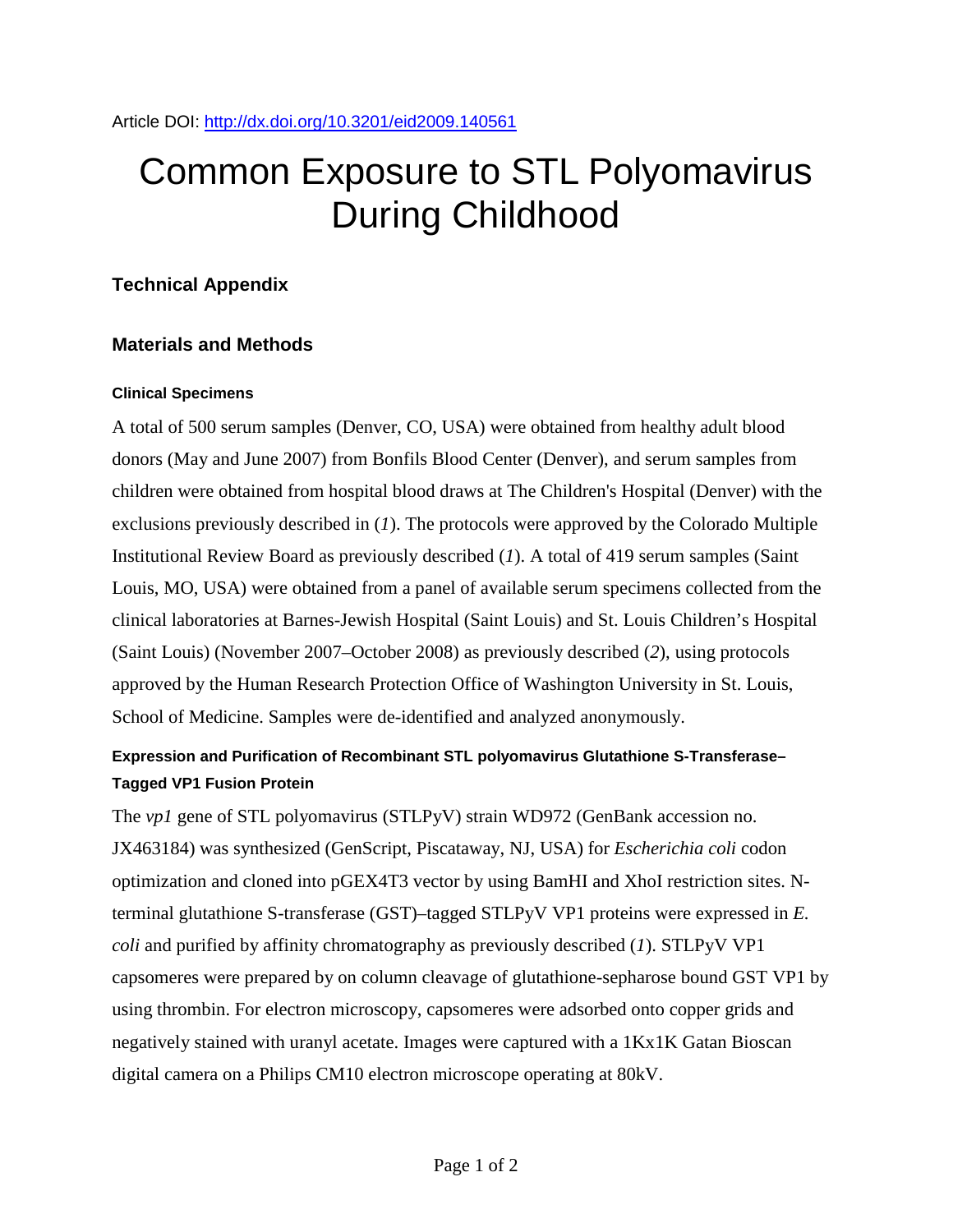Article DOI: http://dx.doi.org/10.3201/eid2009.140561

# Common Exposure to STL Polyomavirus During Childhood

## Technical Appendix

## Materials and Methods

### Clinical Specimens

A total of 500 serum samples (Denver, CO, USA) were obtained from healthy adult blood donors (May and June 2007) from Bonfils Blood Center (Denver), and serum samples from children were obtained from hospital blood draws at The Children's Hospital (Denver) with the exclusions previously described in (*1*). The protocols were approved by the Colorado Multiple Institutional Review Board as previously described (*1*). A total of 419 serum samples (Saint Louis, MO, USA) were obtained from a panel of available serum specimens collected from the clinical laboratories at Barnes-Jewish Hospital (Saint Louis) and St. Louis Children's Hospital (Saint Louis) (November 2007–October 2008) as previously described (*2*), using protocols approved by the Human Research Protection Office of Washington University in St. Louis, School of Medicine. Samples were de-identified and analyzed anonymously.

### Expression and Purification of Recombinant STL polyomavirus Glutathione S-Transferase–Tagged VP1 Fusion Protein

The *vp1* gene of STL polyomavirus (STLPyV) strain WD972 (GenBank accession no. JX463184) was synthesized (GenScript, Piscataway, NJ, USA) for *Escherichia coli* codon optimization and cloned into pGEX4T3 vector by using BamHI and XhoI restriction sites. N-terminal glutathione S-transferase (GST)–tagged STLPyV VP1 proteins were expressed in *E. coli* and purified by affinity chromatography as previously described (*1*). STLPyV VP1 capsomeres were prepared by on column cleavage of glutathione-sepharose bound GST VP1 by using thrombin. For electron microscopy, capsomeres were adsorbed onto copper grids and negatively stained with uranyl acetate. Images were captured with a 1Kx1K Gatan Bioscan digital camera on a Philips CM10 electron microscope operating at 80kV.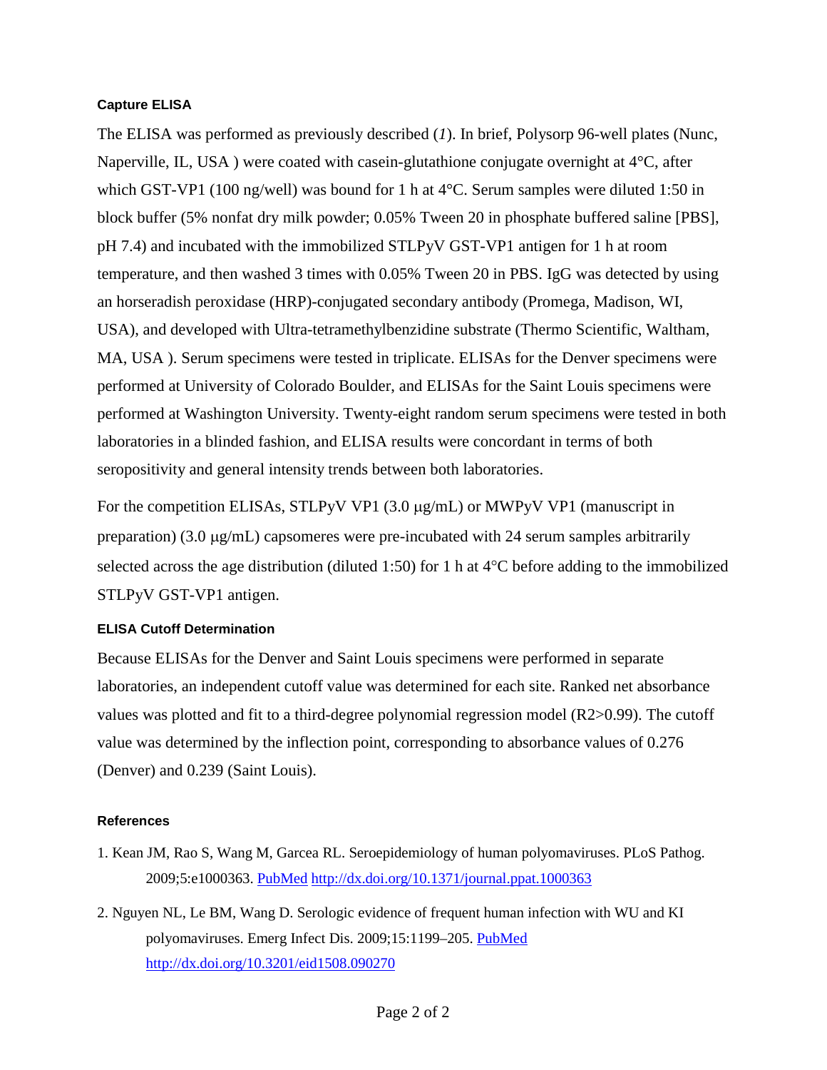### Capture ELISA

The ELISA was performed as previously described (*1*). In brief, Polysorp 96-well plates (Nunc, Naperville, IL, USA ) were coated with casein-glutathione conjugate overnight at 4°C, after which GST-VP1 (100 ng/well) was bound for 1 h at 4°C. Serum samples were diluted 1:50 in block buffer (5% nonfat dry milk powder; 0.05% Tween 20 in phosphate buffered saline [PBS], pH 7.4) and incubated with the immobilized STLPyV GST-VP1 antigen for 1 h at room temperature, and then washed 3 times with 0.05% Tween 20 in PBS. IgG was detected by using an horseradish peroxidase (HRP)-conjugated secondary antibody (Promega, Madison, WI, USA), and developed with Ultra-tetramethylbenzidine substrate (Thermo Scientific, Waltham, MA, USA ). Serum specimens were tested in triplicate. ELISAs for the Denver specimens were performed at University of Colorado Boulder, and ELISAs for the Saint Louis specimens were performed at Washington University. Twenty-eight random serum specimens were tested in both laboratories in a blinded fashion, and ELISA results were concordant in terms of both seropositivity and general intensity trends between both laboratories.

For the competition ELISAs, STLPyV VP1 (3.0 μg/mL) or MWPyV VP1 (manuscript in preparation) (3.0 μg/mL) capsomeres were pre-incubated with 24 serum samples arbitrarily selected across the age distribution (diluted 1:50) for 1 h at 4°C before adding to the immobilized STLPyV GST-VP1 antigen.

### ELISA Cutoff Determination

Because ELISAs for the Denver and Saint Louis specimens were performed in separate laboratories, an independent cutoff value was determined for each site. Ranked net absorbance values was plotted and fit to a third-degree polynomial regression model ($R^2$>0.99). The cutoff value was determined by the inflection point, corresponding to absorbance values of 0.276 (Denver) and 0.239 (Saint Louis).

### References

1. Kean JM, Rao S, Wang M, Garcea RL. Seroepidemiology of human polyomaviruses. PLoS Pathog. 2009;5:e1000363. PubMed http://dx.doi.org/10.1371/journal.ppat.1000363
2. Nguyen NL, Le BM, Wang D. Serologic evidence of frequent human infection with WU and KI polyomaviruses. Emerg Infect Dis. 2009;15:1199–205. PubMed http://dx.doi.org/10.3201/eid1508.090270